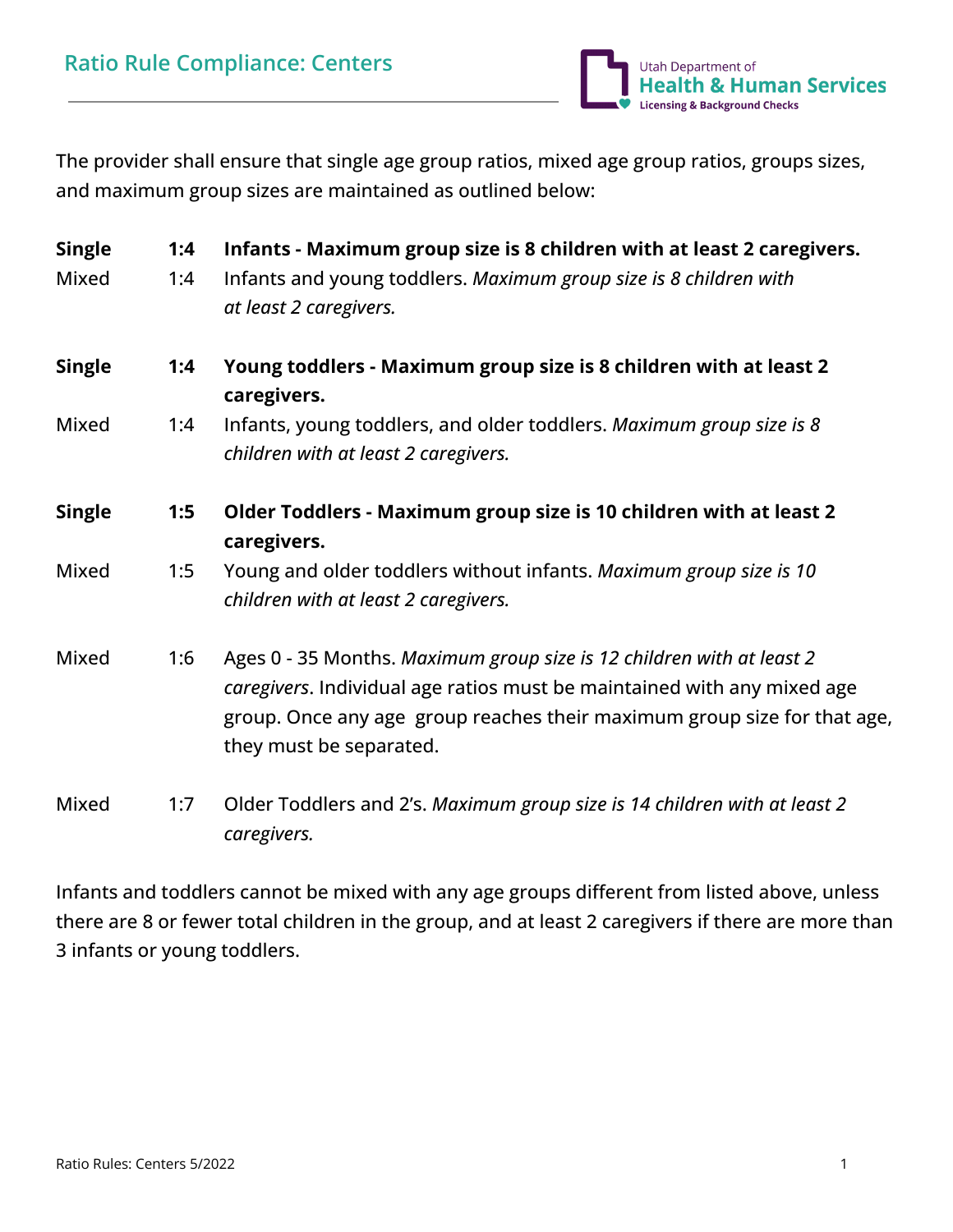# Ratio Rule Compliance: Centers

Utah Department of **Health & Human Services**
**Licensing & Background Checks**

The provider shall ensure that single age group ratios, mixed age group ratios, groups sizes, and maximum group sizes are maintained as outlined below:

| | | |
|---|---|---|
| **Single** | **1:4** | **Infants - Maximum group size is 8 children with at least 2 caregivers.** |
| Mixed | 1:4 | Infants and young toddlers. *Maximum group size is 8 children with at least 2 caregivers.* |
| **Single** | **1:4** | **Young toddlers - Maximum group size is 8 children with at least 2 caregivers.** |
| Mixed | 1:4 | Infants, young toddlers, and older toddlers. *Maximum group size is 8 children with at least 2 caregivers.* |
| **Single** | **1:5** | **Older Toddlers - Maximum group size is 10 children with at least 2 caregivers.** |
| Mixed | 1:5 | Young and older toddlers without infants. *Maximum group size is 10 children with at least 2 caregivers.* |
| Mixed | 1:6 | Ages 0 - 35 Months. *Maximum group size is 12 children with at least 2 caregivers*. Individual age ratios must be maintained with any mixed age group. Once any age group reaches their maximum group size for that age, they must be separated. |
| Mixed | 1:7 | Older Toddlers and 2's. *Maximum group size is 14 children with at least 2 caregivers.* |

Infants and toddlers cannot be mixed with any age groups different from listed above, unless there are 8 or fewer total children in the group, and at least 2 caregivers if there are more than 3 infants or young toddlers.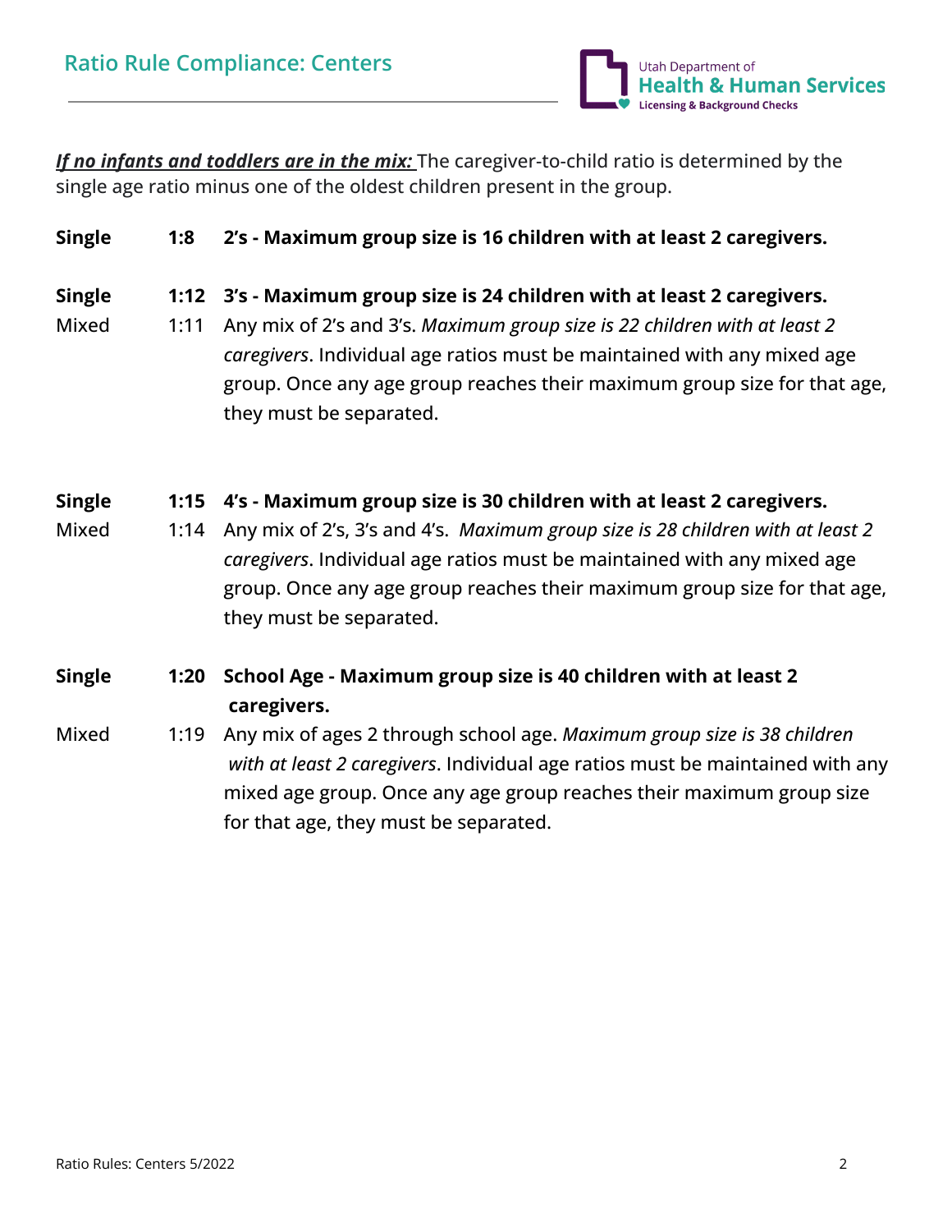## Ratio Rule Compliance: Centers

***If no infants and toddlers are in the mix:*** The caregiver-to-child ratio is determined by the single age ratio minus one of the oldest children present in the group.

**Single** **1:8** **2's - Maximum group size is 16 children with at least 2 caregivers.**

**Single** **1:12** **3's - Maximum group size is 24 children with at least 2 caregivers.**

Mixed 1:11 Any mix of 2's and 3's. *Maximum group size is 22 children with at least 2 caregivers*. Individual age ratios must be maintained with any mixed age group. Once any age group reaches their maximum group size for that age, they must be separated.

**Single** **1:15** **4's - Maximum group size is 30 children with at least 2 caregivers.**

Mixed 1:14 Any mix of 2's, 3's and 4's. *Maximum group size is 28 children with at least 2 caregivers*. Individual age ratios must be maintained with any mixed age group. Once any age group reaches their maximum group size for that age, they must be separated.

**Single** **1:20** **School Age - Maximum group size is 40 children with at least 2 caregivers.**

Mixed 1:19 Any mix of ages 2 through school age. *Maximum group size is 38 children with at least 2 caregivers*. Individual age ratios must be maintained with any mixed age group. Once any age group reaches their maximum group size for that age, they must be separated.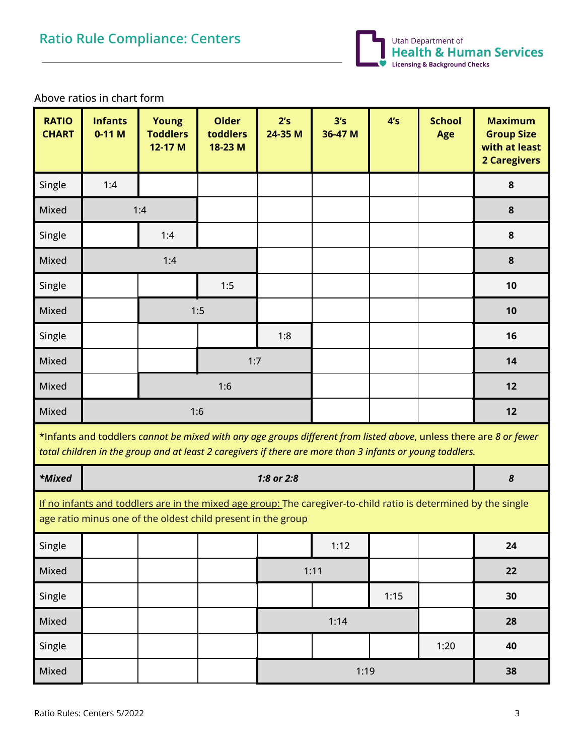## Ratio Rule Compliance: Centers

Above ratios in chart form

| RATIO CHART | Infants 0-11 M | Young Toddlers 12-17 M | Older toddlers 18-23 M | 2's 24-35 M | 3's 36-47 M | 4's | School Age | Maximum Group Size with at least 2 Caregivers |
|---|---|---|---|---|---|---|---|---|
| Single | 1:4 | | | | | | | **8** |
| Mixed | 1:4 | | | | | | | **8** |
| Single | | 1:4 | | | | | | **8** |
| Mixed | 1:4 | | | | | | | **8** |
| Single | | | 1:5 | | | | | **10** |
| Mixed | | 1:5 | | | | | | **10** |
| Single | | | | 1:8 | | | | **16** |
| Mixed | | | 1:7 | | | | | **14** |
| Mixed | | 1:6 | | | | | | **12** |
| Mixed | 1:6 | | | | | | | **12** |
| *Infants and toddlers *cannot be mixed with any age groups different from listed above*, unless there are *8 or fewer total children in the group and at least 2 caregivers if there are more than 3 infants or young toddlers.* | | | | | | | | |
| ***\*Mixed*** | ***1:8 or 2:8*** | | | | | | | ***8*** |
| If no infants and toddlers are in the mixed age group: The caregiver-to-child ratio is determined by the single age ratio minus one of the oldest child present in the group | | | | | | | | |
| Single | | | | | 1:12 | | | **24** |
| Mixed | | | | 1:11 | | | | **22** |
| Single | | | | | | 1:15 | | **30** |
| Mixed | | | | 1:14 | | | | **28** |
| Single | | | | | | | 1:20 | **40** |
| Mixed | | | | 1:19 | | | | **38** |

Ratio Rules: Centers 5/2022